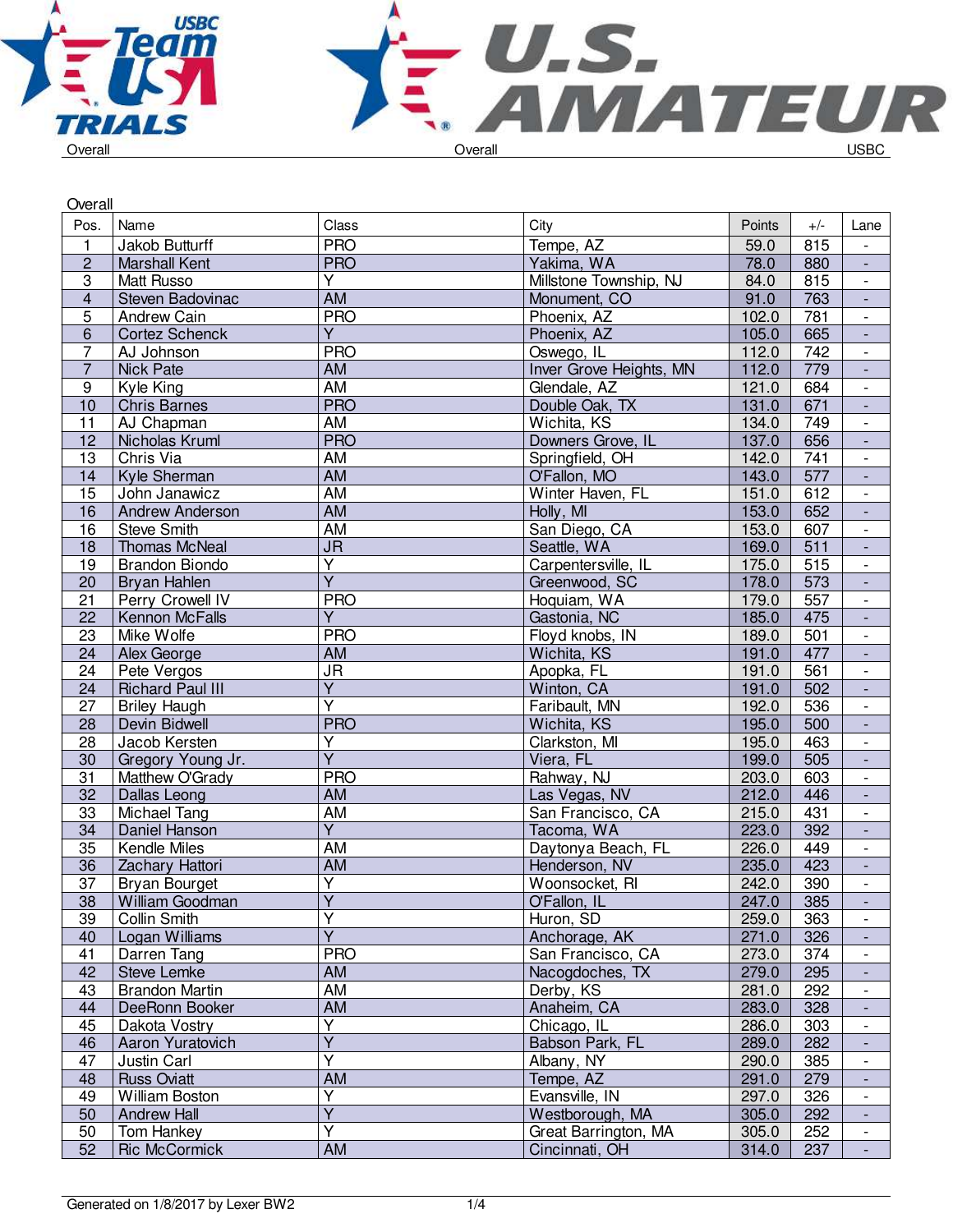Overall — Overall — USBC

## Overall

| Pos. | Name | Class | City | Points | +/- | Lane |
|---|---|---|---|---|---|---|
| 1 | Jakob Butturff | PRO | Tempe, AZ | 59.0 | 815 | - |
| 2 | Marshall Kent | PRO | Yakima, WA | 78.0 | 880 | - |
| 3 | Matt Russo | Y | Millstone Township, NJ | 84.0 | 815 | - |
| 4 | Steven Badovinac | AM | Monument, CO | 91.0 | 763 | - |
| 5 | Andrew Cain | PRO | Phoenix, AZ | 102.0 | 781 | - |
| 6 | Cortez Schenck | Y | Phoenix, AZ | 105.0 | 665 | - |
| 7 | AJ Johnson | PRO | Oswego, IL | 112.0 | 742 | - |
| 7 | Nick Pate | AM | Inver Grove Heights, MN | 112.0 | 779 | - |
| 9 | Kyle King | AM | Glendale, AZ | 121.0 | 684 | - |
| 10 | Chris Barnes | PRO | Double Oak, TX | 131.0 | 671 | - |
| 11 | AJ Chapman | AM | Wichita, KS | 134.0 | 749 | - |
| 12 | Nicholas Kruml | PRO | Downers Grove, IL | 137.0 | 656 | - |
| 13 | Chris Via | AM | Springfield, OH | 142.0 | 741 | - |
| 14 | Kyle Sherman | AM | O'Fallon, MO | 143.0 | 577 | - |
| 15 | John Janawicz | AM | Winter Haven, FL | 151.0 | 612 | - |
| 16 | Andrew Anderson | AM | Holly, MI | 153.0 | 652 | - |
| 16 | Steve Smith | AM | San Diego, CA | 153.0 | 607 | - |
| 18 | Thomas McNeal | JR | Seattle, WA | 169.0 | 511 | - |
| 19 | Brandon Biondo | Y | Carpentersville, IL | 175.0 | 515 | - |
| 20 | Bryan Hahlen | Y | Greenwood, SC | 178.0 | 573 | - |
| 21 | Perry Crowell IV | PRO | Hoquiam, WA | 179.0 | 557 | - |
| 22 | Kennon McFalls | Y | Gastonia, NC | 185.0 | 475 | - |
| 23 | Mike Wolfe | PRO | Floyd knobs, IN | 189.0 | 501 | - |
| 24 | Alex George | AM | Wichita, KS | 191.0 | 477 | - |
| 24 | Pete Vergos | JR | Apopka, FL | 191.0 | 561 | - |
| 24 | Richard Paul III | Y | Winton, CA | 191.0 | 502 | - |
| 27 | Briley Haugh | Y | Faribault, MN | 192.0 | 536 | - |
| 28 | Devin Bidwell | PRO | Wichita, KS | 195.0 | 500 | - |
| 28 | Jacob Kersten | Y | Clarkston, MI | 195.0 | 463 | - |
| 30 | Gregory Young Jr. | Y | Viera, FL | 199.0 | 505 | - |
| 31 | Matthew O'Grady | PRO | Rahway, NJ | 203.0 | 603 | - |
| 32 | Dallas Leong | AM | Las Vegas, NV | 212.0 | 446 | - |
| 33 | Michael Tang | AM | San Francisco, CA | 215.0 | 431 | - |
| 34 | Daniel Hanson | Y | Tacoma, WA | 223.0 | 392 | - |
| 35 | Kendle Miles | AM | Daytonya Beach, FL | 226.0 | 449 | - |
| 36 | Zachary Hattori | AM | Henderson, NV | 235.0 | 423 | - |
| 37 | Bryan Bourget | Y | Woonsocket, RI | 242.0 | 390 | - |
| 38 | William Goodman | Y | O'Fallon, IL | 247.0 | 385 | - |
| 39 | Collin Smith | Y | Huron, SD | 259.0 | 363 | - |
| 40 | Logan Williams | Y | Anchorage, AK | 271.0 | 326 | - |
| 41 | Darren Tang | PRO | San Francisco, CA | 273.0 | 374 | - |
| 42 | Steve Lemke | AM | Nacogdoches, TX | 279.0 | 295 | - |
| 43 | Brandon Martin | AM | Derby, KS | 281.0 | 292 | - |
| 44 | DeeRonn Booker | AM | Anaheim, CA | 283.0 | 328 | - |
| 45 | Dakota Vostry | Y | Chicago, IL | 286.0 | 303 | - |
| 46 | Aaron Yuratovich | Y | Babson Park, FL | 289.0 | 282 | - |
| 47 | Justin Carl | Y | Albany, NY | 290.0 | 385 | - |
| 48 | Russ Oviatt | AM | Tempe, AZ | 291.0 | 279 | - |
| 49 | William Boston | Y | Evansville, IN | 297.0 | 326 | - |
| 50 | Andrew Hall | Y | Westborough, MA | 305.0 | 292 | - |
| 50 | Tom Hankey | Y | Great Barrington, MA | 305.0 | 252 | - |
| 52 | Ric McCormick | AM | Cincinnati, OH | 314.0 | 237 | - |

Generated on 1/8/2017 by Lexer BW2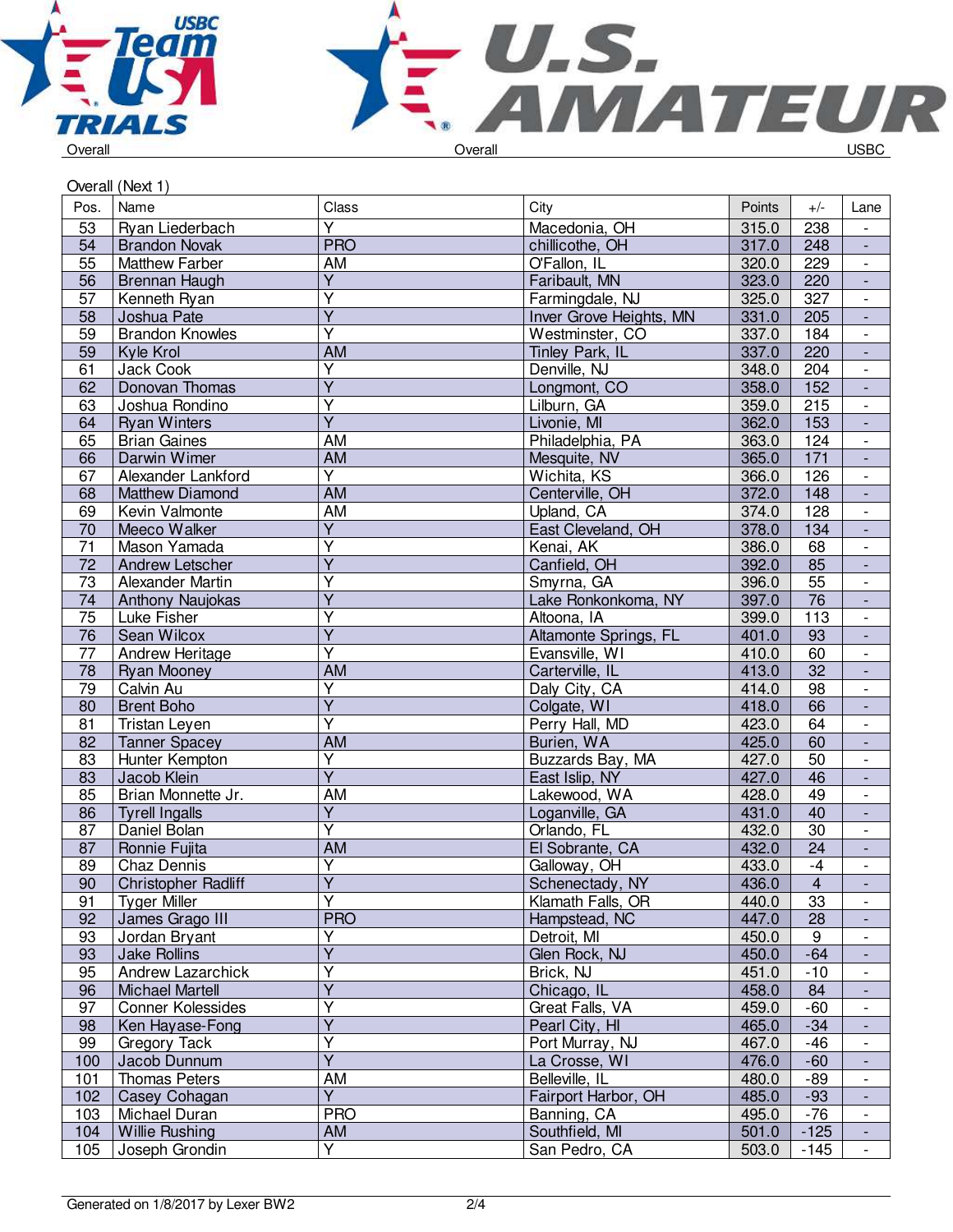Overall (Next 1)

| Pos. | Name | Class | City | Points | +/- | Lane |
|---|---|---|---|---|---|---|
| 53 | Ryan Liederbach | Y | Macedonia, OH | 315.0 | 238 | - |
| 54 | Brandon Novak | PRO | chillicothe, OH | 317.0 | 248 | - |
| 55 | Matthew Farber | AM | O'Fallon, IL | 320.0 | 229 | - |
| 56 | Brennan Haugh | Y | Faribault, MN | 323.0 | 220 | - |
| 57 | Kenneth Ryan | Y | Farmingdale, NJ | 325.0 | 327 | - |
| 58 | Joshua Pate | Y | Inver Grove Heights, MN | 331.0 | 205 | - |
| 59 | Brandon Knowles | Y | Westminster, CO | 337.0 | 184 | - |
| 59 | Kyle Krol | AM | Tinley Park, IL | 337.0 | 220 | - |
| 61 | Jack Cook | Y | Denville, NJ | 348.0 | 204 | - |
| 62 | Donovan Thomas | Y | Longmont, CO | 358.0 | 152 | - |
| 63 | Joshua Rondino | Y | Lilburn, GA | 359.0 | 215 | - |
| 64 | Ryan Winters | Y | Livonie, MI | 362.0 | 153 | - |
| 65 | Brian Gaines | AM | Philadelphia, PA | 363.0 | 124 | - |
| 66 | Darwin Wimer | AM | Mesquite, NV | 365.0 | 171 | - |
| 67 | Alexander Lankford | Y | Wichita, KS | 366.0 | 126 | - |
| 68 | Matthew Diamond | AM | Centerville, OH | 372.0 | 148 | - |
| 69 | Kevin Valmonte | AM | Upland, CA | 374.0 | 128 | - |
| 70 | Meeco Walker | Y | East Cleveland, OH | 378.0 | 134 | - |
| 71 | Mason Yamada | Y | Kenai, AK | 386.0 | 68 | - |
| 72 | Andrew Letscher | Y | Canfield, OH | 392.0 | 85 | - |
| 73 | Alexander Martin | Y | Smyrna, GA | 396.0 | 55 | - |
| 74 | Anthony Naujokas | Y | Lake Ronkonkoma, NY | 397.0 | 76 | - |
| 75 | Luke Fisher | Y | Altoona, IA | 399.0 | 113 | - |
| 76 | Sean Wilcox | Y | Altamonte Springs, FL | 401.0 | 93 | - |
| 77 | Andrew Heritage | Y | Evansville, WI | 410.0 | 60 | - |
| 78 | Ryan Mooney | AM | Carterville, IL | 413.0 | 32 | - |
| 79 | Calvin Au | Y | Daly City, CA | 414.0 | 98 | - |
| 80 | Brent Boho | Y | Colgate, WI | 418.0 | 66 | - |
| 81 | Tristan Leyen | Y | Perry Hall, MD | 423.0 | 64 | - |
| 82 | Tanner Spacey | AM | Burien, WA | 425.0 | 60 | - |
| 83 | Hunter Kempton | Y | Buzzards Bay, MA | 427.0 | 50 | - |
| 83 | Jacob Klein | Y | East Islip, NY | 427.0 | 46 | - |
| 85 | Brian Monnette Jr. | AM | Lakewood, WA | 428.0 | 49 | - |
| 86 | Tyrell Ingalls | Y | Loganville, GA | 431.0 | 40 | - |
| 87 | Daniel Bolan | Y | Orlando, FL | 432.0 | 30 | - |
| 87 | Ronnie Fujita | AM | El Sobrante, CA | 432.0 | 24 | - |
| 89 | Chaz Dennis | Y | Galloway, OH | 433.0 | -4 | - |
| 90 | Christopher Radliff | Y | Schenectady, NY | 436.0 | 4 | - |
| 91 | Tyger Miller | Y | Klamath Falls, OR | 440.0 | 33 | - |
| 92 | James Grago III | PRO | Hampstead, NC | 447.0 | 28 | - |
| 93 | Jordan Bryant | Y | Detroit, MI | 450.0 | 9 | - |
| 93 | Jake Rollins | Y | Glen Rock, NJ | 450.0 | -64 | - |
| 95 | Andrew Lazarchick | Y | Brick, NJ | 451.0 | -10 | - |
| 96 | Michael Martell | Y | Chicago, IL | 458.0 | 84 | - |
| 97 | Conner Kolessides | Y | Great Falls, VA | 459.0 | -60 | - |
| 98 | Ken Hayase-Fong | Y | Pearl City, HI | 465.0 | -34 | - |
| 99 | Gregory Tack | Y | Port Murray, NJ | 467.0 | -46 | - |
| 100 | Jacob Dunnum | Y | La Crosse, WI | 476.0 | -60 | - |
| 101 | Thomas Peters | AM | Belleville, IL | 480.0 | -89 | - |
| 102 | Casey Cohagan | Y | Fairport Harbor, OH | 485.0 | -93 | - |
| 103 | Michael Duran | PRO | Banning, CA | 495.0 | -76 | - |
| 104 | Willie Rushing | AM | Southfield, MI | 501.0 | -125 | - |
| 105 | Joseph Grondin | Y | San Pedro, CA | 503.0 | -145 | - |

Generated on 1/8/2017 by Lexer BW2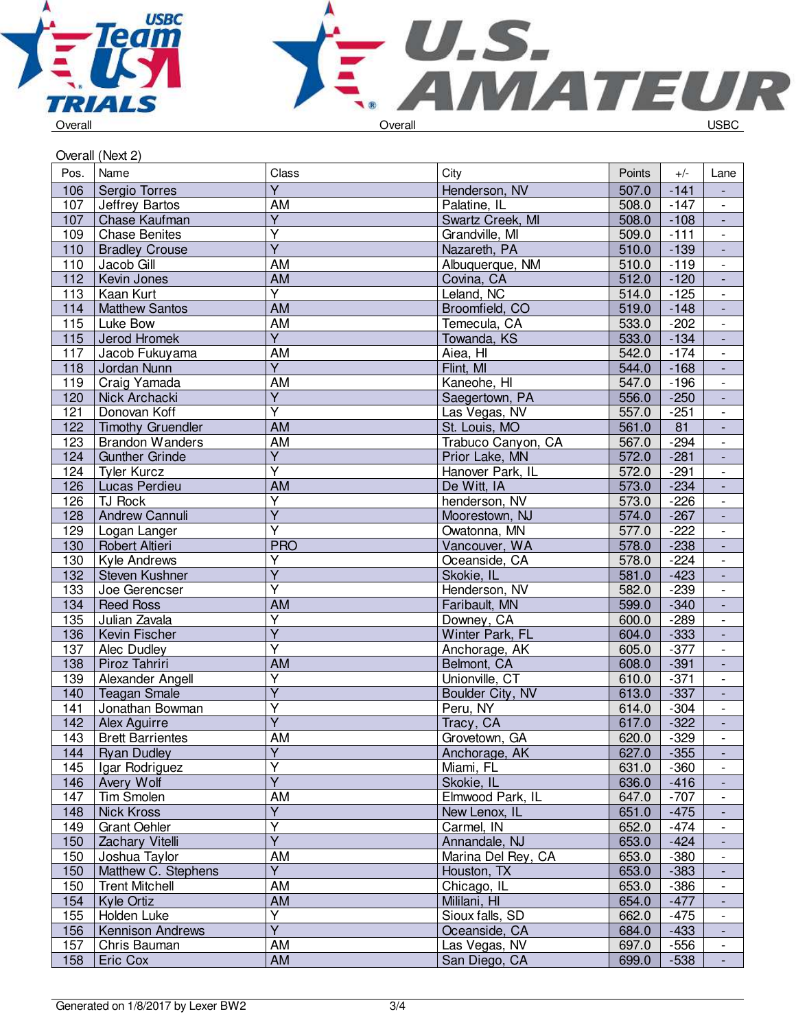Overall (Next 2)

| Pos. | Name | Class | City | Points | +/- | Lane |
|---|---|---|---|---|---|---|
| 106 | Sergio Torres | Y | Henderson, NV | 507.0 | -141 | - |
| 107 | Jeffrey Bartos | AM | Palatine, IL | 508.0 | -147 | - |
| 107 | Chase Kaufman | Y | Swartz Creek, MI | 508.0 | -108 | - |
| 109 | Chase Benites | Y | Grandville, MI | 509.0 | -111 | - |
| 110 | Bradley Crouse | Y | Nazareth, PA | 510.0 | -139 | - |
| 110 | Jacob Gill | AM | Albuquerque, NM | 510.0 | -119 | - |
| 112 | Kevin Jones | AM | Covina, CA | 512.0 | -120 | - |
| 113 | Kaan Kurt | Y | Leland, NC | 514.0 | -125 | - |
| 114 | Matthew Santos | AM | Broomfield, CO | 519.0 | -148 | - |
| 115 | Luke Bow | AM | Temecula, CA | 533.0 | -202 | - |
| 115 | Jerod Hromek | Y | Towanda, KS | 533.0 | -134 | - |
| 117 | Jacob Fukuyama | AM | Aiea, HI | 542.0 | -174 | - |
| 118 | Jordan Nunn | Y | Flint, MI | 544.0 | -168 | - |
| 119 | Craig Yamada | AM | Kaneohe, HI | 547.0 | -196 | - |
| 120 | Nick Archacki | Y | Saegertown, PA | 556.0 | -250 | - |
| 121 | Donovan Koff | Y | Las Vegas, NV | 557.0 | -251 | - |
| 122 | Timothy Gruendler | AM | St. Louis, MO | 561.0 | 81 | - |
| 123 | Brandon Wanders | AM | Trabuco Canyon, CA | 567.0 | -294 | - |
| 124 | Gunther Grinde | Y | Prior Lake, MN | 572.0 | -281 | - |
| 124 | Tyler Kurcz | Y | Hanover Park, IL | 572.0 | -291 | - |
| 126 | Lucas Perdieu | AM | De Witt, IA | 573.0 | -234 | - |
| 126 | TJ Rock | Y | henderson, NV | 573.0 | -226 | - |
| 128 | Andrew Cannuli | Y | Moorestown, NJ | 574.0 | -267 | - |
| 129 | Logan Langer | Y | Owatonna, MN | 577.0 | -222 | - |
| 130 | Robert Altieri | PRO | Vancouver, WA | 578.0 | -238 | - |
| 130 | Kyle Andrews | Y | Oceanside, CA | 578.0 | -224 | - |
| 132 | Steven Kushner | Y | Skokie, IL | 581.0 | -423 | - |
| 133 | Joe Gerencser | Y | Henderson, NV | 582.0 | -239 | - |
| 134 | Reed Ross | AM | Faribault, MN | 599.0 | -340 | - |
| 135 | Julian Zavala | Y | Downey, CA | 600.0 | -289 | - |
| 136 | Kevin Fischer | Y | Winter Park, FL | 604.0 | -333 | - |
| 137 | Alec Dudley | Y | Anchorage, AK | 605.0 | -377 | - |
| 138 | Piroz Tahriri | AM | Belmont, CA | 608.0 | -391 | - |
| 139 | Alexander Angell | Y | Unionville, CT | 610.0 | -371 | - |
| 140 | Teagan Smale | Y | Boulder City, NV | 613.0 | -337 | - |
| 141 | Jonathan Bowman | Y | Peru, NY | 614.0 | -304 | - |
| 142 | Alex Aguirre | Y | Tracy, CA | 617.0 | -322 | - |
| 143 | Brett Barrientes | AM | Grovetown, GA | 620.0 | -329 | - |
| 144 | Ryan Dudley | Y | Anchorage, AK | 627.0 | -355 | - |
| 145 | Igar Rodriguez | Y | Miami, FL | 631.0 | -360 | - |
| 146 | Avery Wolf | Y | Skokie, IL | 636.0 | -416 | - |
| 147 | Tim Smolen | AM | Elmwood Park, IL | 647.0 | -707 | - |
| 148 | Nick Kross | Y | New Lenox, IL | 651.0 | -475 | - |
| 149 | Grant Oehler | Y | Carmel, IN | 652.0 | -474 | - |
| 150 | Zachary Vitelli | Y | Annandale, NJ | 653.0 | -424 | - |
| 150 | Joshua Taylor | AM | Marina Del Rey, CA | 653.0 | -380 | - |
| 150 | Matthew C. Stephens | Y | Houston, TX | 653.0 | -383 | - |
| 150 | Trent Mitchell | AM | Chicago, IL | 653.0 | -386 | - |
| 154 | Kyle Ortiz | AM | Mililani, HI | 654.0 | -477 | - |
| 155 | Holden Luke | Y | Sioux falls, SD | 662.0 | -475 | - |
| 156 | Kennison Andrews | Y | Oceanside, CA | 684.0 | -433 | - |
| 157 | Chris Bauman | AM | Las Vegas, NV | 697.0 | -556 | - |
| 158 | Eric Cox | AM | San Diego, CA | 699.0 | -538 | - |

Generated on 1/8/2017 by Lexer BW2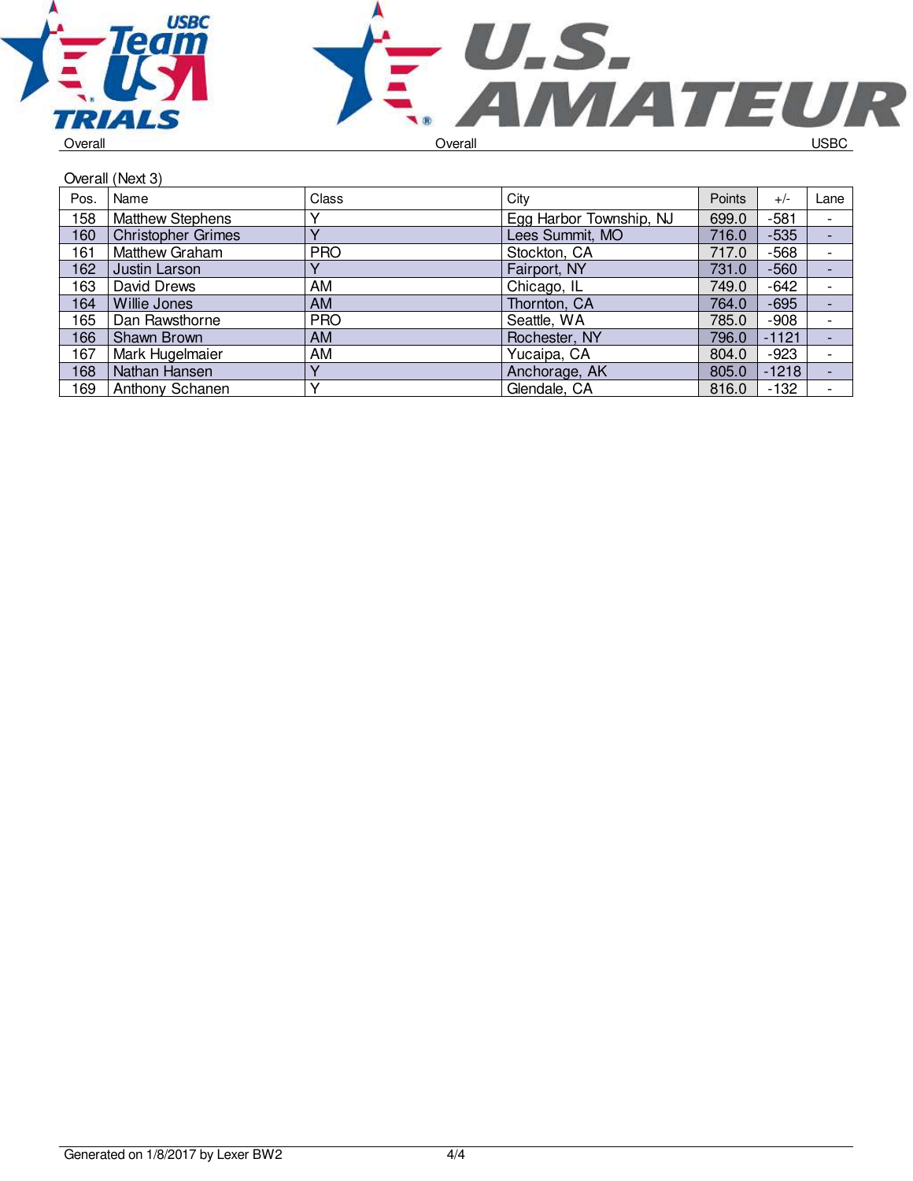Overall (Next 3)

| Pos. | Name | Class | City | Points | +/- | Lane |
| --- | --- | --- | --- | --- | --- | --- |
| 158 | Matthew Stephens | Y | Egg Harbor Township, NJ | 699.0 | -581 | - |
| 160 | Christopher Grimes | Y | Lees Summit, MO | 716.0 | -535 | - |
| 161 | Matthew Graham | PRO | Stockton, CA | 717.0 | -568 | - |
| 162 | Justin Larson | Y | Fairport, NY | 731.0 | -560 | - |
| 163 | David Drews | AM | Chicago, IL | 749.0 | -642 | - |
| 164 | Willie Jones | AM | Thornton, CA | 764.0 | -695 | - |
| 165 | Dan Rawsthorne | PRO | Seattle, WA | 785.0 | -908 | - |
| 166 | Shawn Brown | AM | Rochester, NY | 796.0 | -1121 | - |
| 167 | Mark Hugelmaier | AM | Yucaipa, CA | 804.0 | -923 | - |
| 168 | Nathan Hansen | Y | Anchorage, AK | 805.0 | -1218 | - |
| 169 | Anthony Schanen | Y | Glendale, CA | 816.0 | -132 | - |

Generated on 1/8/2017 by Lexer BW2